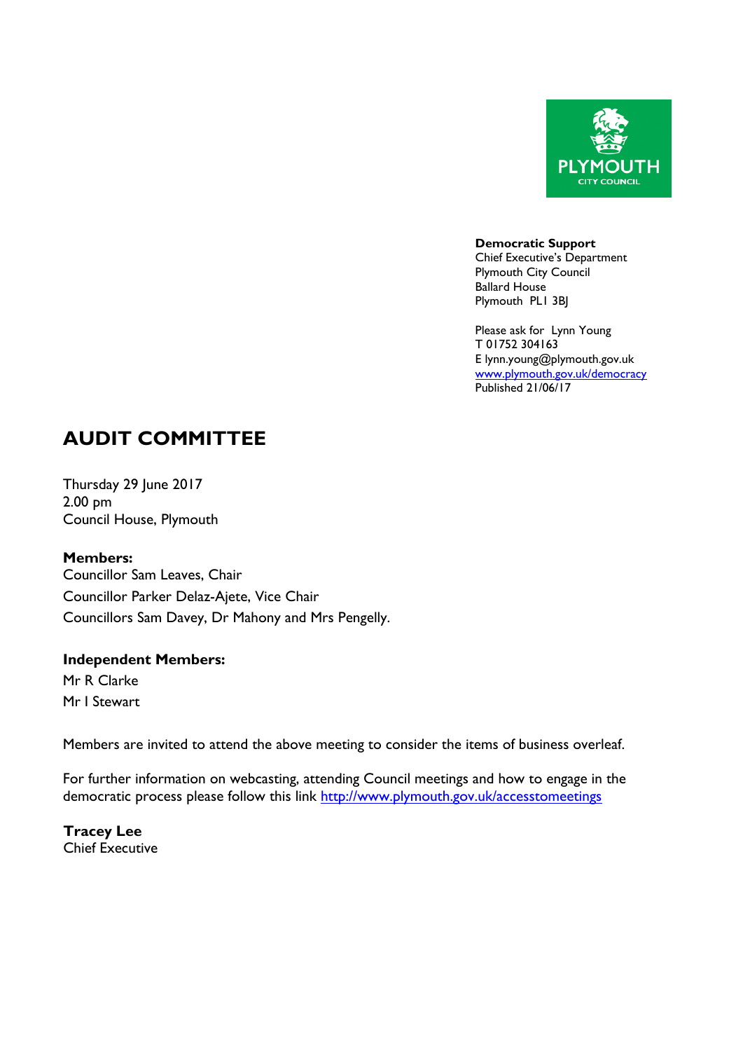PLYMOUTH
CITY COUNCIL

**Democratic Support**
Chief Executive's Department
Plymouth City Council
Ballard House
Plymouth PL1 3BJ

Please ask for Lynn Young
T 01752 304163
E lynn.young@plymouth.gov.uk
[www.plymouth.gov.uk/democracy](www.plymouth.gov.uk/democracy)
Published 21/06/17

# AUDIT COMMITTEE

Thursday 29 June 2017
2.00 pm
Council House, Plymouth

**Members:**
Councillor Sam Leaves, Chair
Councillor Parker Delaz-Ajete, Vice Chair
Councillors Sam Davey, Dr Mahony and Mrs Pengelly.

**Independent Members:**
Mr R Clarke
Mr I Stewart

Members are invited to attend the above meeting to consider the items of business overleaf.

For further information on webcasting, attending Council meetings and how to engage in the democratic process please follow this link [http://www.plymouth.gov.uk/accesstomeetings](http://www.plymouth.gov.uk/accesstomeetings)

**Tracey Lee**
Chief Executive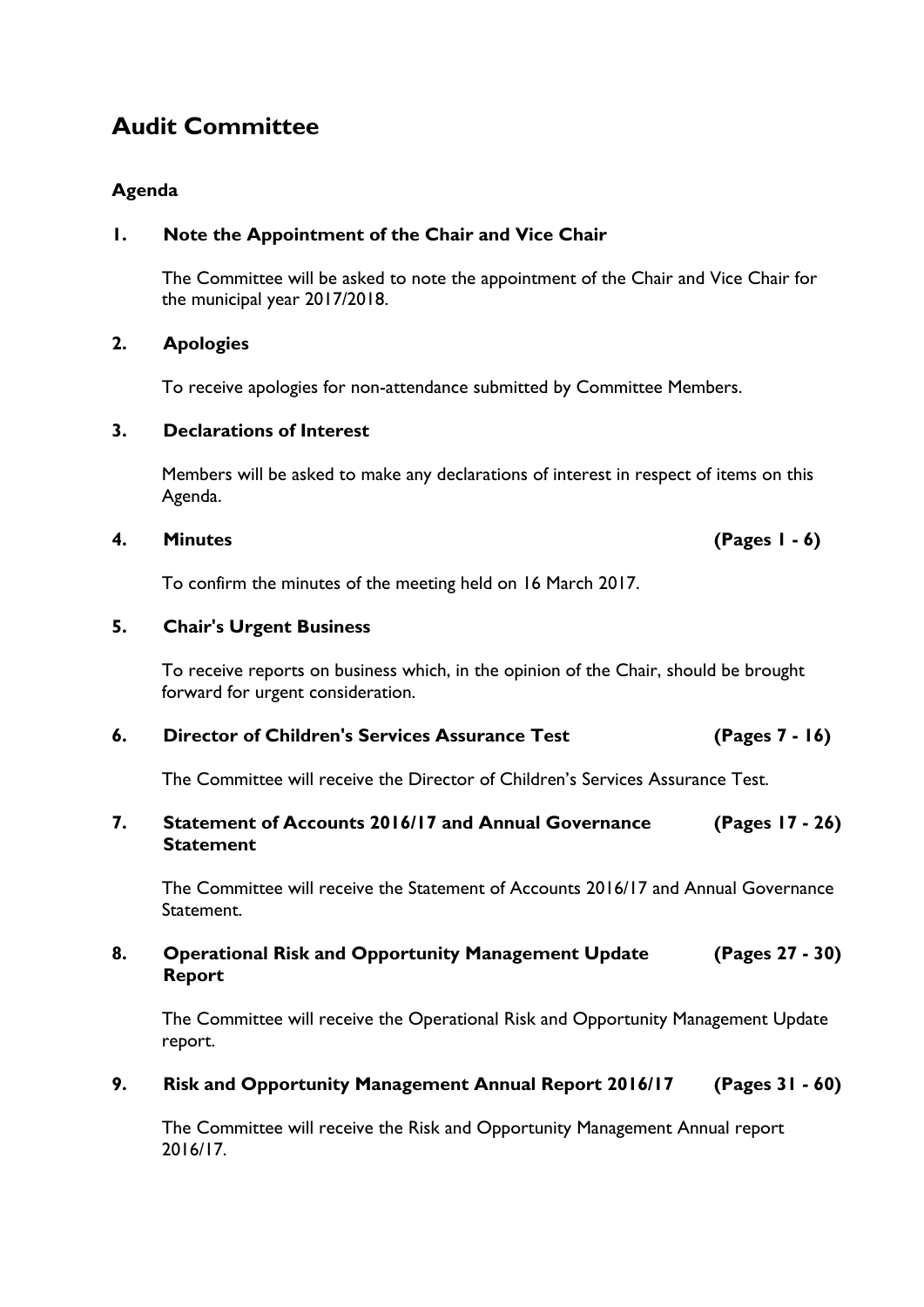# Audit Committee

## Agenda

### 1. Note the Appointment of the Chair and Vice Chair

The Committee will be asked to note the appointment of the Chair and Vice Chair for the municipal year 2017/2018.

### 2. Apologies

To receive apologies for non-attendance submitted by Committee Members.

### 3. Declarations of Interest

Members will be asked to make any declarations of interest in respect of items on this Agenda.

### 4. Minutes (Pages 1 - 6)

To confirm the minutes of the meeting held on 16 March 2017.

### 5. Chair's Urgent Business

To receive reports on business which, in the opinion of the Chair, should be brought forward for urgent consideration.

### 6. Director of Children's Services Assurance Test (Pages 7 - 16)

The Committee will receive the Director of Children's Services Assurance Test.

### 7. Statement of Accounts 2016/17 and Annual Governance Statement (Pages 17 - 26)

The Committee will receive the Statement of Accounts 2016/17 and Annual Governance Statement.

### 8. Operational Risk and Opportunity Management Update Report (Pages 27 - 30)

The Committee will receive the Operational Risk and Opportunity Management Update report.

### 9. Risk and Opportunity Management Annual Report 2016/17 (Pages 31 - 60)

The Committee will receive the Risk and Opportunity Management Annual report 2016/17.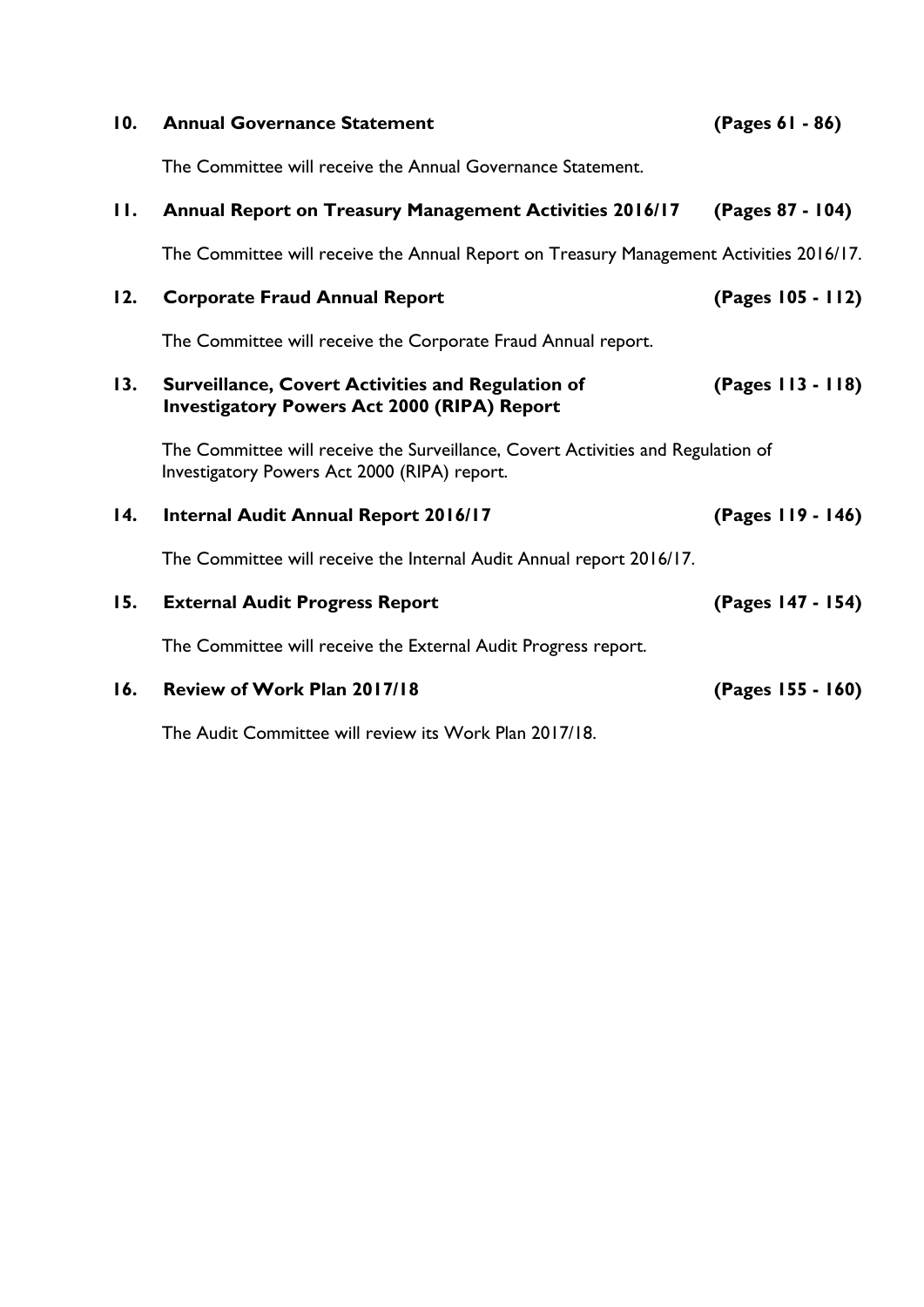**10. Annual Governance Statement** **(Pages 61 - 86)**

The Committee will receive the Annual Governance Statement.

**11. Annual Report on Treasury Management Activities 2016/17** **(Pages 87 - 104)**

The Committee will receive the Annual Report on Treasury Management Activities 2016/17.

**12. Corporate Fraud Annual Report** **(Pages 105 - 112)**

The Committee will receive the Corporate Fraud Annual report.

**13. Surveillance, Covert Activities and Regulation of Investigatory Powers Act 2000 (RIPA) Report** **(Pages 113 - 118)**

The Committee will receive the Surveillance, Covert Activities and Regulation of Investigatory Powers Act 2000 (RIPA) report.

**14. Internal Audit Annual Report 2016/17** **(Pages 119 - 146)**

The Committee will receive the Internal Audit Annual report 2016/17.

**15. External Audit Progress Report** **(Pages 147 - 154)**

The Committee will receive the External Audit Progress report.

**16. Review of Work Plan 2017/18** **(Pages 155 - 160)**

The Audit Committee will review its Work Plan 2017/18.